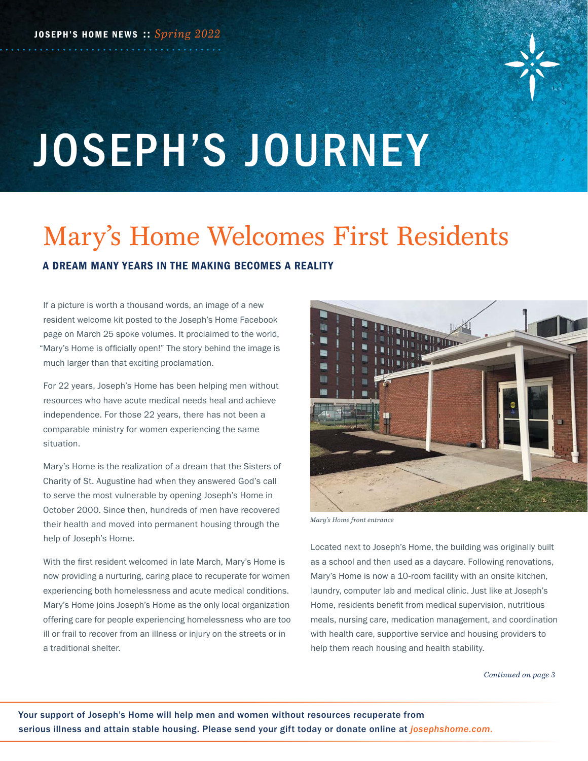JOSEPH'S HOME NEWS :: *Spring 2022*

# JOSEPH'S JOURNEY

## Mary's Home Welcomes First Residents

### A DREAM MANY YEARS IN THE MAKING BECOMES A REALITY

If a picture is worth a thousand words, an image of a new resident welcome kit posted to the Joseph's Home Facebook page on March 25 spoke volumes. It proclaimed to the world, "Mary's Home is officially open!" The story behind the image is much larger than that exciting proclamation.

For 22 years, Joseph's Home has been helping men without resources who have acute medical needs heal and achieve independence. For those 22 years, there has not been a comparable ministry for women experiencing the same situation.

Mary's Home is the realization of a dream that the Sisters of Charity of St. Augustine had when they answered God's call to serve the most vulnerable by opening Joseph's Home in October 2000. Since then, hundreds of men have recovered their health and moved into permanent housing through the help of Joseph's Home.

With the first resident welcomed in late March, Mary's Home is now providing a nurturing, caring place to recuperate for women experiencing both homelessness and acute medical conditions. Mary's Home joins Joseph's Home as the only local organization offering care for people experiencing homelessness who are too ill or frail to recover from an illness or injury on the streets or in a traditional shelter.

*Mary's Home front entrance*

Located next to Joseph's Home, the building was originally built as a school and then used as a daycare. Following renovations, Mary's Home is now a 10-room facility with an onsite kitchen, laundry, computer lab and medical clinic. Just like at Joseph's Home, residents benefit from medical supervision, nutritious meals, nursing care, medication management, and coordination with health care, supportive service and housing providers to help them reach housing and health stability.

*Continued on page 3*

**Your support of Joseph's Home will help men and women without resources recuperate from serious illness and attain stable housing. Please send your gift today or donate online at *josephshome.com.***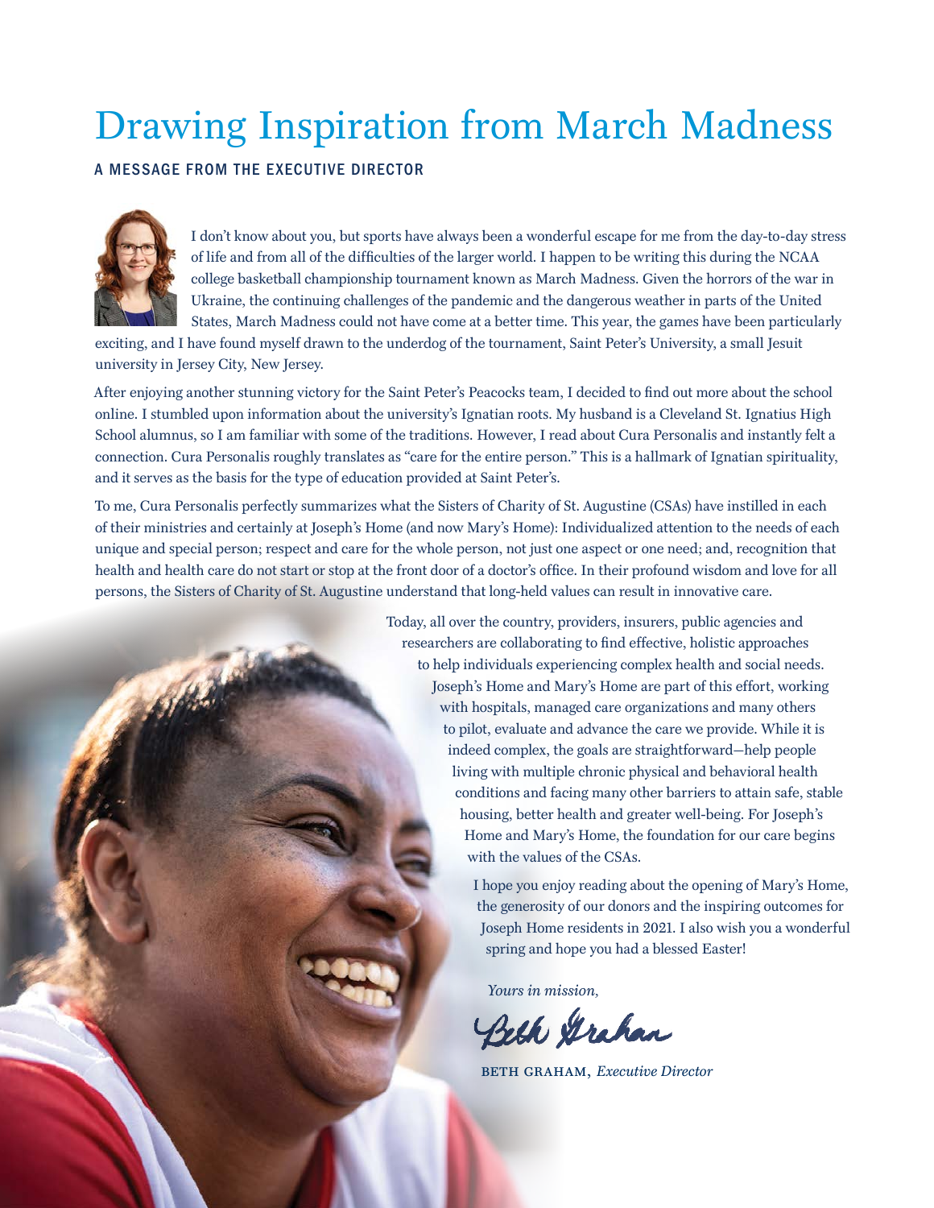# Drawing Inspiration from March Madness

A MESSAGE FROM THE EXECUTIVE DIRECTOR

I don't know about you, but sports have always been a wonderful escape for me from the day-to-day stress of life and from all of the difficulties of the larger world. I happen to be writing this during the NCAA college basketball championship tournament known as March Madness. Given the horrors of the war in Ukraine, the continuing challenges of the pandemic and the dangerous weather in parts of the United States, March Madness could not have come at a better time. This year, the games have been particularly exciting, and I have found myself drawn to the underdog of the tournament, Saint Peter's University, a small Jesuit university in Jersey City, New Jersey.

After enjoying another stunning victory for the Saint Peter's Peacocks team, I decided to find out more about the school online. I stumbled upon information about the university's Ignatian roots. My husband is a Cleveland St. Ignatius High School alumnus, so I am familiar with some of the traditions. However, I read about Cura Personalis and instantly felt a connection. Cura Personalis roughly translates as "care for the entire person." This is a hallmark of Ignatian spirituality, and it serves as the basis for the type of education provided at Saint Peter's.

To me, Cura Personalis perfectly summarizes what the Sisters of Charity of St. Augustine (CSAs) have instilled in each of their ministries and certainly at Joseph's Home (and now Mary's Home): Individualized attention to the needs of each unique and special person; respect and care for the whole person, not just one aspect or one need; and, recognition that health and health care do not start or stop at the front door of a doctor's office. In their profound wisdom and love for all persons, the Sisters of Charity of St. Augustine understand that long-held values can result in innovative care.

Today, all over the country, providers, insurers, public agencies and researchers are collaborating to find effective, holistic approaches to help individuals experiencing complex health and social needs. Joseph's Home and Mary's Home are part of this effort, working with hospitals, managed care organizations and many others to pilot, evaluate and advance the care we provide. While it is indeed complex, the goals are straightforward—help people living with multiple chronic physical and behavioral health conditions and facing many other barriers to attain safe, stable housing, better health and greater well-being. For Joseph's Home and Mary's Home, the foundation for our care begins with the values of the CSAs.

I hope you enjoy reading about the opening of Mary's Home, the generosity of our donors and the inspiring outcomes for Joseph Home residents in 2021. I also wish you a wonderful spring and hope you had a blessed Easter!

*Yours in mission,*

Beth Graham

BETH GRAHAM, *Executive Director*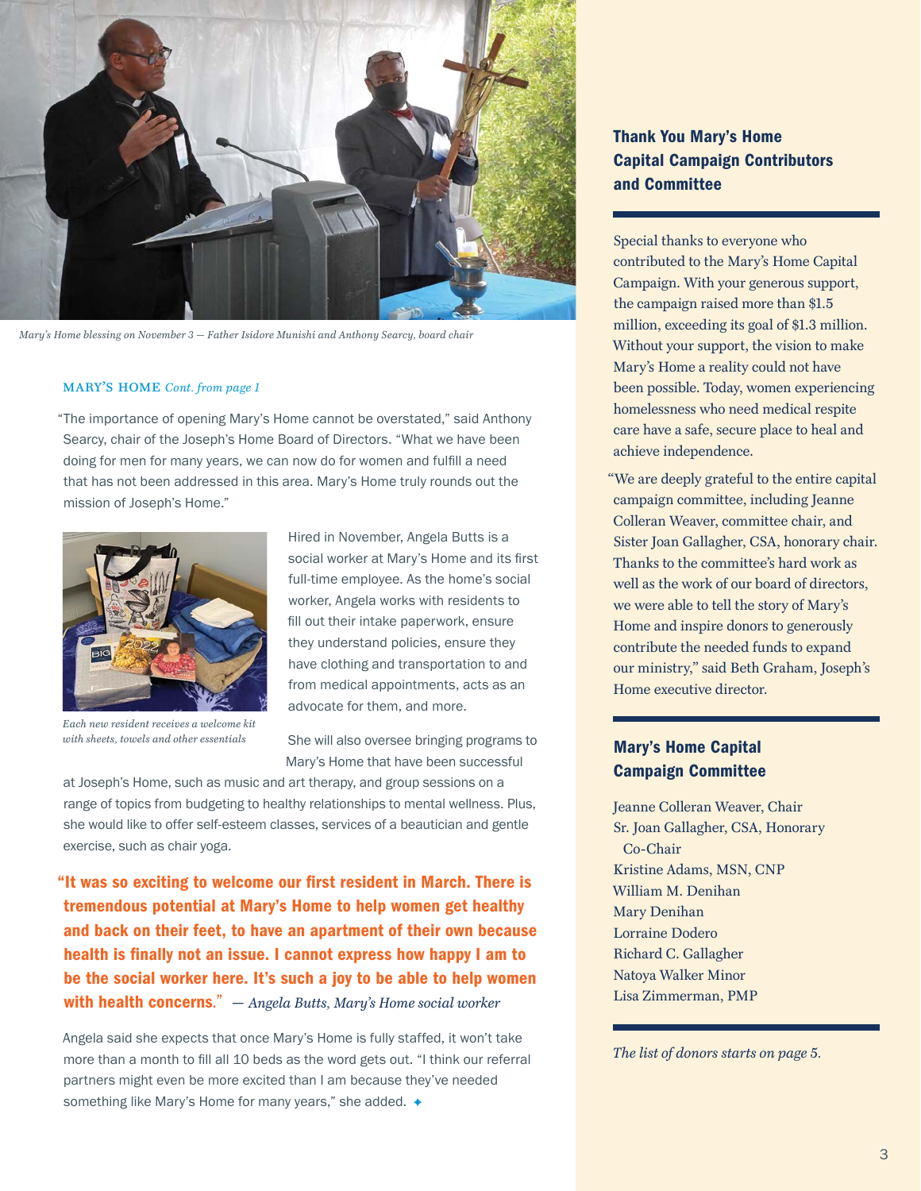*Mary's Home blessing on November 3 — Father Isidore Munishi and Anthony Searcy, board chair*

MARY'S HOME *Cont. from page 1*

"The importance of opening Mary's Home cannot be overstated," said Anthony Searcy, chair of the Joseph's Home Board of Directors. "What we have been doing for men for many years, we can now do for women and fulfill a need that has not been addressed in this area. Mary's Home truly rounds out the mission of Joseph's Home."

*Each new resident receives a welcome kit with sheets, towels and other essentials*

Hired in November, Angela Butts is a social worker at Mary's Home and its first full-time employee. As the home's social worker, Angela works with residents to fill out their intake paperwork, ensure they understand policies, ensure they have clothing and transportation to and from medical appointments, acts as an advocate for them, and more.

She will also oversee bringing programs to Mary's Home that have been successful at Joseph's Home, such as music and art therapy, and group sessions on a range of topics from budgeting to healthy relationships to mental wellness. Plus, she would like to offer self-esteem classes, services of a beautician and gentle exercise, such as chair yoga.

**"It was so exciting to welcome our first resident in March. There is tremendous potential at Mary's Home to help women get healthy and back on their feet, to have an apartment of their own because health is finally not an issue. I cannot express how happy I am to be the social worker here. It's such a joy to be able to help women with health concerns."** — *Angela Butts, Mary's Home social worker*

Angela said she expects that once Mary's Home is fully staffed, it won't take more than a month to fill all 10 beds as the word gets out. "I think our referral partners might even be more excited than I am because they've needed something like Mary's Home for many years," she added.

## Thank You Mary's Home Capital Campaign Contributors and Committee

Special thanks to everyone who contributed to the Mary's Home Capital Campaign. With your generous support, the campaign raised more than $1.5 million, exceeding its goal of $1.3 million. Without your support, the vision to make Mary's Home a reality could not have been possible. Today, women experiencing homelessness who need medical respite care have a safe, secure place to heal and achieve independence.

"We are deeply grateful to the entire capital campaign committee, including Jeanne Colleran Weaver, committee chair, and Sister Joan Gallagher, CSA, honorary chair. Thanks to the committee's hard work as well as the work of our board of directors, we were able to tell the story of Mary's Home and inspire donors to generously contribute the needed funds to expand our ministry," said Beth Graham, Joseph's Home executive director.

## Mary's Home Capital Campaign Committee

Jeanne Colleran Weaver, Chair
Sr. Joan Gallagher, CSA, Honorary Co-Chair
Kristine Adams, MSN, CNP
William M. Denihan
Mary Denihan
Lorraine Dodero
Richard C. Gallagher
Natoya Walker Minor
Lisa Zimmerman, PMP

*The list of donors starts on page 5.*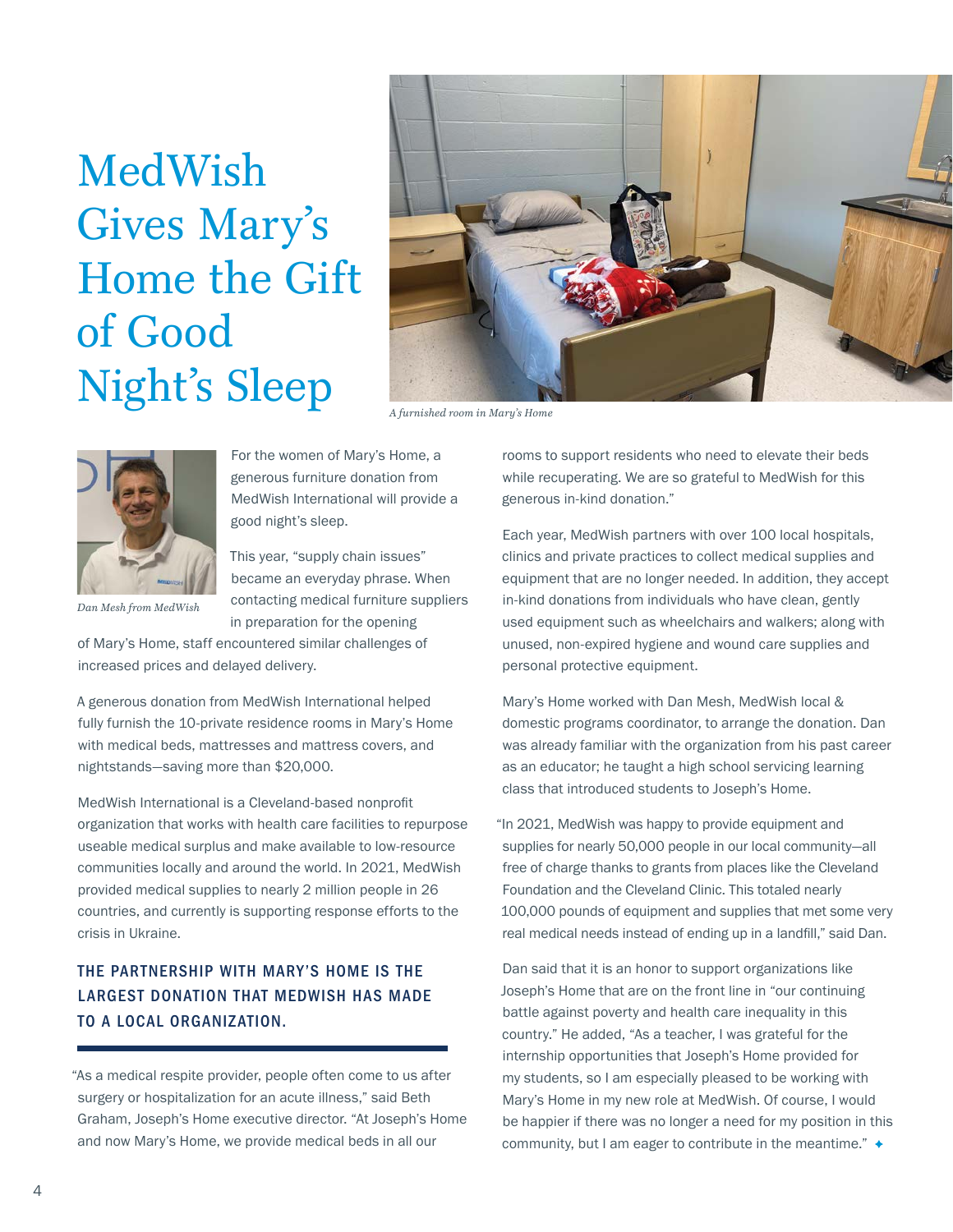# MedWish Gives Mary's Home the Gift of Good Night's Sleep

*A furnished room in Mary's Home*

*Dan Mesh from MedWish*

For the women of Mary's Home, a generous furniture donation from MedWish International will provide a good night's sleep.

This year, "supply chain issues" became an everyday phrase. When contacting medical furniture suppliers in preparation for the opening of Mary's Home, staff encountered similar challenges of increased prices and delayed delivery.

A generous donation from MedWish International helped fully furnish the 10-private residence rooms in Mary's Home with medical beds, mattresses and mattress covers, and nightstands—saving more than $20,000.

MedWish International is a Cleveland-based nonprofit organization that works with health care facilities to repurpose useable medical surplus and make available to low-resource communities locally and around the world. In 2021, MedWish provided medical supplies to nearly 2 million people in 26 countries, and currently is supporting response efforts to the crisis in Ukraine.

**THE PARTNERSHIP WITH MARY'S HOME IS THE LARGEST DONATION THAT MEDWISH HAS MADE TO A LOCAL ORGANIZATION.**

"As a medical respite provider, people often come to us after surgery or hospitalization for an acute illness," said Beth Graham, Joseph's Home executive director. "At Joseph's Home and now Mary's Home, we provide medical beds in all our rooms to support residents who need to elevate their beds while recuperating. We are so grateful to MedWish for this generous in-kind donation."

Each year, MedWish partners with over 100 local hospitals, clinics and private practices to collect medical supplies and equipment that are no longer needed. In addition, they accept in-kind donations from individuals who have clean, gently used equipment such as wheelchairs and walkers; along with unused, non-expired hygiene and wound care supplies and personal protective equipment.

Mary's Home worked with Dan Mesh, MedWish local & domestic programs coordinator, to arrange the donation. Dan was already familiar with the organization from his past career as an educator; he taught a high school servicing learning class that introduced students to Joseph's Home.

"In 2021, MedWish was happy to provide equipment and supplies for nearly 50,000 people in our local community—all free of charge thanks to grants from places like the Cleveland Foundation and the Cleveland Clinic. This totaled nearly 100,000 pounds of equipment and supplies that met some very real medical needs instead of ending up in a landfill," said Dan.

Dan said that it is an honor to support organizations like Joseph's Home that are on the front line in "our continuing battle against poverty and health care inequality in this country." He added, "As a teacher, I was grateful for the internship opportunities that Joseph's Home provided for my students, so I am especially pleased to be working with Mary's Home in my new role at MedWish. Of course, I would be happier if there was no longer a need for my position in this community, but I am eager to contribute in the meantime." ✦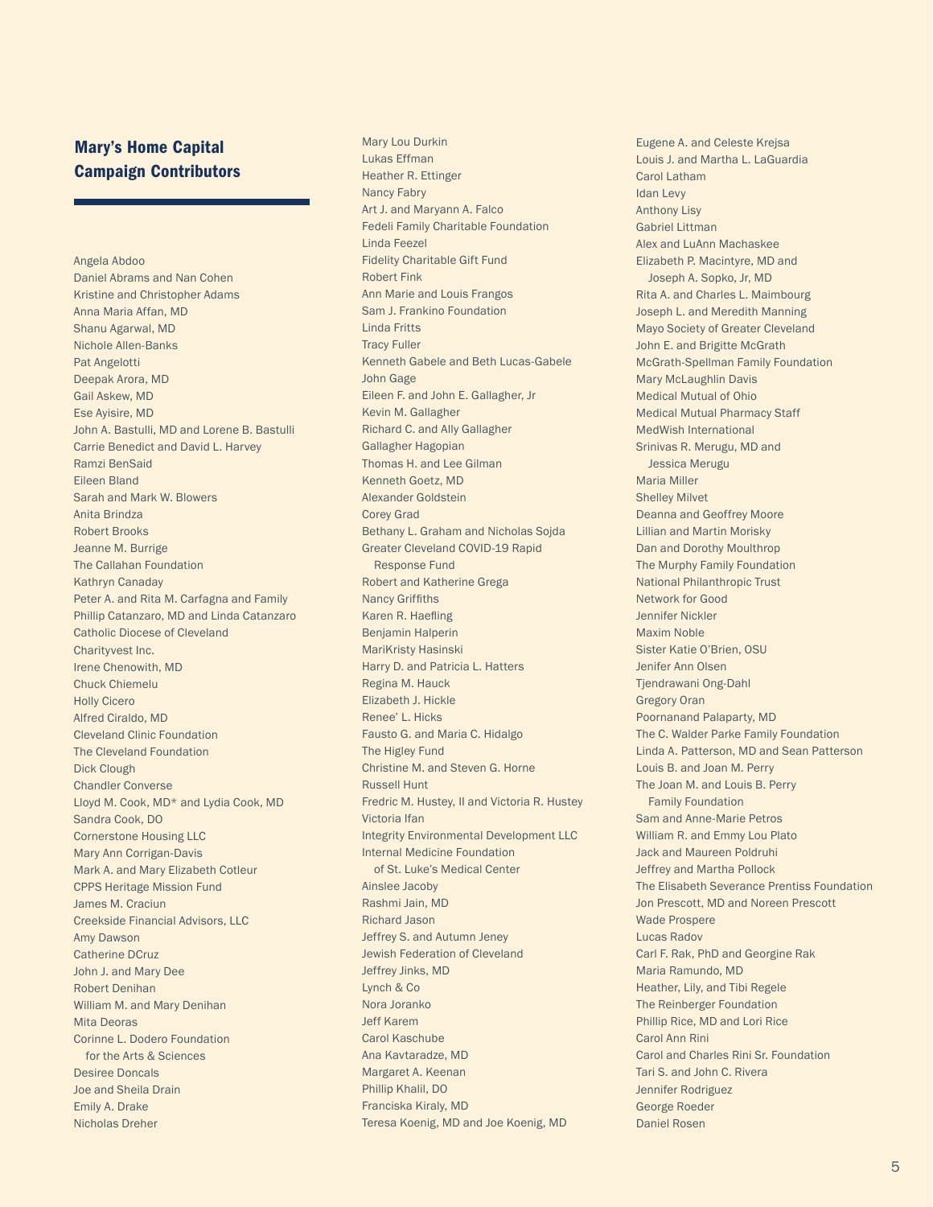## Mary's Home Capital Campaign Contributors

Angela Abdoo
Daniel Abrams and Nan Cohen
Kristine and Christopher Adams
Anna Maria Affan, MD
Shanu Agarwal, MD
Nichole Allen-Banks
Pat Angelotti
Deepak Arora, MD
Gail Askew, MD
Ese Ayisire, MD
John A. Bastulli, MD and Lorene B. Bastulli
Carrie Benedict and David L. Harvey
Ramzi BenSaid
Eileen Bland
Sarah and Mark W. Blowers
Anita Brindza
Robert Brooks
Jeanne M. Burrige
The Callahan Foundation
Kathryn Canaday
Peter A. and Rita M. Carfagna and Family
Phillip Catanzaro, MD and Linda Catanzaro
Catholic Diocese of Cleveland
Charityvest Inc.
Irene Chenowith, MD
Chuck Chiemelu
Holly Cicero
Alfred Ciraldo, MD
Cleveland Clinic Foundation
The Cleveland Foundation
Dick Clough
Chandler Converse
Lloyd M. Cook, MD* and Lydia Cook, MD
Sandra Cook, DO
Cornerstone Housing LLC
Mary Ann Corrigan-Davis
Mark A. and Mary Elizabeth Cotleur
CPPS Heritage Mission Fund
James M. Craciun
Creekside Financial Advisors, LLC
Amy Dawson
Catherine DCruz
John J. and Mary Dee
Robert Denihan
William M. and Mary Denihan
Mita Deoras
Corinne L. Dodero Foundation for the Arts & Sciences
Desiree Doncals
Joe and Sheila Drain
Emily A. Drake
Nicholas Dreher
Mary Lou Durkin
Lukas Effman
Heather R. Ettinger
Nancy Fabry
Art J. and Maryann A. Falco
Fedeli Family Charitable Foundation
Linda Feezel
Fidelity Charitable Gift Fund
Robert Fink
Ann Marie and Louis Frangos
Sam J. Frankino Foundation
Linda Fritts
Tracy Fuller
Kenneth Gabele and Beth Lucas-Gabele
John Gage
Eileen F. and John E. Gallagher, Jr
Kevin M. Gallagher
Richard C. and Ally Gallagher
Gallagher Hagopian
Thomas H. and Lee Gilman
Kenneth Goetz, MD
Alexander Goldstein
Corey Grad
Bethany L. Graham and Nicholas Sojda
Greater Cleveland COVID-19 Rapid Response Fund
Robert and Katherine Grega
Nancy Griffiths
Karen R. Haefling
Benjamin Halperin
MariKristy Hasinski
Harry D. and Patricia L. Hatters
Regina M. Hauck
Elizabeth J. Hickle
Renee' L. Hicks
Fausto G. and Maria C. Hidalgo
The Higley Fund
Christine M. and Steven G. Horne
Russell Hunt
Fredric M. Hustey, II and Victoria R. Hustey
Victoria Ifan
Integrity Environmental Development LLC
Internal Medicine Foundation of St. Luke's Medical Center
Ainslee Jacoby
Rashmi Jain, MD
Richard Jason
Jeffrey S. and Autumn Jeney
Jewish Federation of Cleveland
Jeffrey Jinks, MD
Lynch & Co
Nora Joranko
Jeff Karem
Carol Kaschube
Ana Kavtaradze, MD
Margaret A. Keenan
Phillip Khalil, DO
Franciska Kiraly, MD
Teresa Koenig, MD and Joe Koenig, MD
Eugene A. and Celeste Krejsa
Louis J. and Martha L. LaGuardia
Carol Latham
Idan Levy
Anthony Lisy
Gabriel Littman
Alex and LuAnn Machaskee
Elizabeth P. Macintyre, MD and Joseph A. Sopko, Jr, MD
Rita A. and Charles L. Maimbourg
Joseph L. and Meredith Manning
Mayo Society of Greater Cleveland
John E. and Brigitte McGrath
McGrath-Spellman Family Foundation
Mary McLaughlin Davis
Medical Mutual of Ohio
Medical Mutual Pharmacy Staff
MedWish International
Srinivas R. Merugu, MD and Jessica Merugu
Maria Miller
Shelley Milvet
Deanna and Geoffrey Moore
Lillian and Martin Morisky
Dan and Dorothy Moulthrop
The Murphy Family Foundation
National Philanthropic Trust
Network for Good
Jennifer Nickler
Maxim Noble
Sister Katie O'Brien, OSU
Jenifer Ann Olsen
Tjendrawani Ong-Dahl
Gregory Oran
Poornanand Palaparty, MD
The C. Walder Parke Family Foundation
Linda A. Patterson, MD and Sean Patterson
Louis B. and Joan M. Perry
The Joan M. and Louis B. Perry Family Foundation
Sam and Anne-Marie Petros
William R. and Emmy Lou Plato
Jack and Maureen Poldruhi
Jeffrey and Martha Pollock
The Elisabeth Severance Prentiss Foundation
Jon Prescott, MD and Noreen Prescott
Wade Prospere
Lucas Radov
Carl F. Rak, PhD and Georgine Rak
Maria Ramundo, MD
Heather, Lily, and Tibi Regele
The Reinberger Foundation
Phillip Rice, MD and Lori Rice
Carol Ann Rini
Carol and Charles Rini Sr. Foundation
Tari S. and John C. Rivera
Jennifer Rodriguez
George Roeder
Daniel Rosen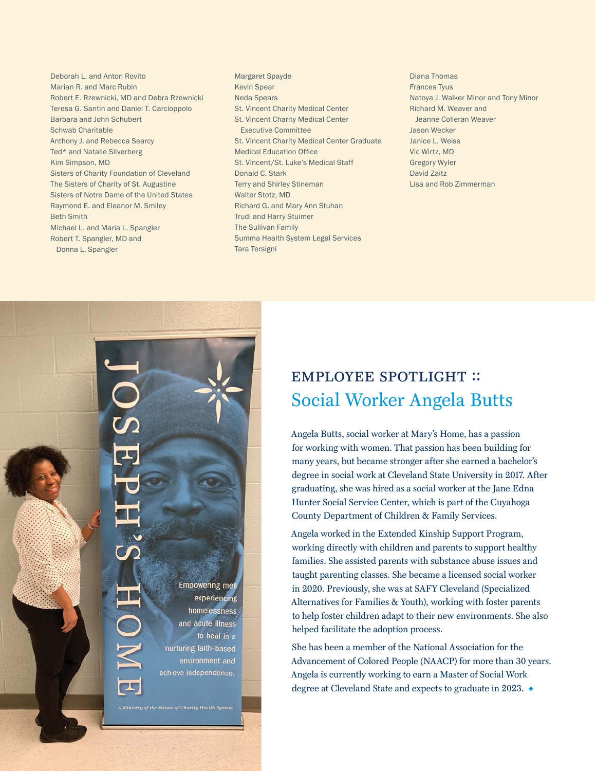Deborah L. and Anton Rovito
Marian R. and Marc Rubin
Robert E. Rzewnicki, MD and Debra Rzewnicki
Teresa G. Santin and Daniel T. Carcioppolo
Barbara and John Schubert
Schwab Charitable
Anthony J. and Rebecca Searcy
Ted* and Natalie Silverberg
Kim Simpson, MD
Sisters of Charity Foundation of Cleveland
The Sisters of Charity of St. Augustine
Sisters of Notre Dame of the United States
Raymond E. and Eleanor M. Smiley
Beth Smith
Michael L. and Maria L. Spangler
Robert T. Spangler, MD and Donna L. Spangler
Margaret Spayde
Kevin Spear
Neda Spears
St. Vincent Charity Medical Center
St. Vincent Charity Medical Center Executive Committee
St. Vincent Charity Medical Center Graduate Medical Education Office
St. Vincent/St. Luke's Medical Staff
Donald C. Stark
Terry and Shirley Stineman
Walter Stotz, MD
Richard G. and Mary Ann Stuhan
Trudi and Harry Stuimer
The Sullivan Family
Summa Health System Legal Services
Tara Tersigni
Diana Thomas
Frances Tyus
Natoya J. Walker Minor and Tony Minor
Richard M. Weaver and Jeanne Colleran Weaver
Jason Wecker
Janice L. Weiss
Vic Wirtz, MD
Gregory Wyler
David Zaitz
Lisa and Rob Zimmerman

## EMPLOYEE SPOTLIGHT :: Social Worker Angela Butts

Angela Butts, social worker at Mary's Home, has a passion for working with women. That passion has been building for many years, but became stronger after she earned a bachelor's degree in social work at Cleveland State University in 2017. After graduating, she was hired as a social worker at the Jane Edna Hunter Social Service Center, which is part of the Cuyahoga County Department of Children & Family Services.

Angela worked in the Extended Kinship Support Program, working directly with children and parents to support healthy families. She assisted parents with substance abuse issues and taught parenting classes. She became a licensed social worker in 2020. Previously, she was at SAFY Cleveland (Specialized Alternatives for Families & Youth), working with foster parents to help foster children adapt to their new environments. She also helped facilitate the adoption process.

She has been a member of the National Association for the Advancement of Colored People (NAACP) for more than 30 years. Angela is currently working to earn a Master of Social Work degree at Cleveland State and expects to graduate in 2023. ✦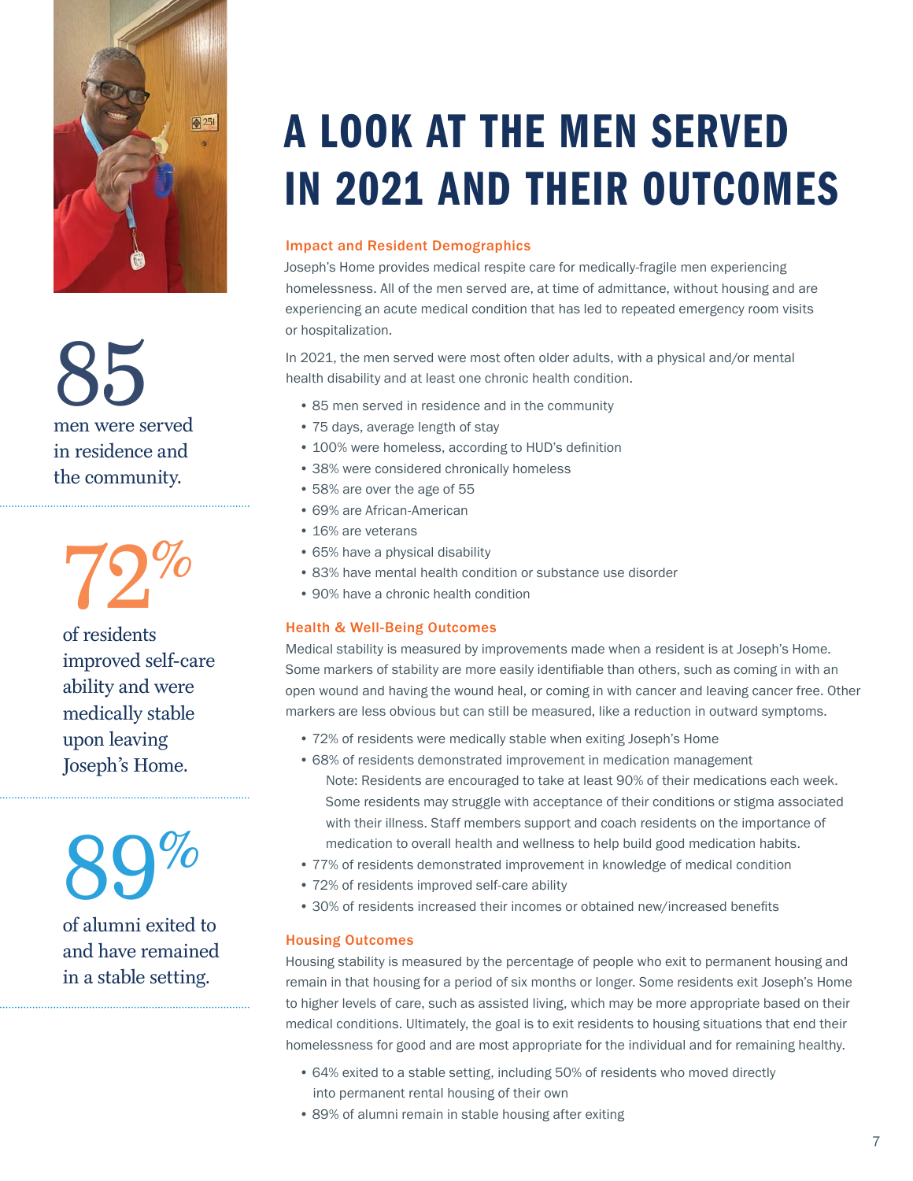# A LOOK AT THE MEN SERVED IN 2021 AND THEIR OUTCOMES

**85**

men were served in residence and the community.

**72%**

of residents improved self-care ability and were medically stable upon leaving Joseph's Home.

**89%**

of alumni exited to and have remained in a stable setting.

### Impact and Resident Demographics

Joseph's Home provides medical respite care for medically-fragile men experiencing homelessness. All of the men served are, at time of admittance, without housing and are experiencing an acute medical condition that has led to repeated emergency room visits or hospitalization.

In 2021, the men served were most often older adults, with a physical and/or mental health disability and at least one chronic health condition.

- 85 men served in residence and in the community
- 75 days, average length of stay
- 100% were homeless, according to HUD's definition
- 38% were considered chronically homeless
- 58% are over the age of 55
- 69% are African-American
- 16% are veterans
- 65% have a physical disability
- 83% have mental health condition or substance use disorder
- 90% have a chronic health condition

### Health & Well-Being Outcomes

Medical stability is measured by improvements made when a resident is at Joseph's Home. Some markers of stability are more easily identifiable than others, such as coming in with an open wound and having the wound heal, or coming in with cancer and leaving cancer free. Other markers are less obvious but can still be measured, like a reduction in outward symptoms.

- 72% of residents were medically stable when exiting Joseph's Home
- 68% of residents demonstrated improvement in medication management
  Note: Residents are encouraged to take at least 90% of their medications each week. Some residents may struggle with acceptance of their conditions or stigma associated with their illness. Staff members support and coach residents on the importance of medication to overall health and wellness to help build good medication habits.
- 77% of residents demonstrated improvement in knowledge of medical condition
- 72% of residents improved self-care ability
- 30% of residents increased their incomes or obtained new/increased benefits

### Housing Outcomes

Housing stability is measured by the percentage of people who exit to permanent housing and remain in that housing for a period of six months or longer. Some residents exit Joseph's Home to higher levels of care, such as assisted living, which may be more appropriate based on their medical conditions. Ultimately, the goal is to exit residents to housing situations that end their homelessness for good and are most appropriate for the individual and for remaining healthy.

- 64% exited to a stable setting, including 50% of residents who moved directly into permanent rental housing of their own
- 89% of alumni remain in stable housing after exiting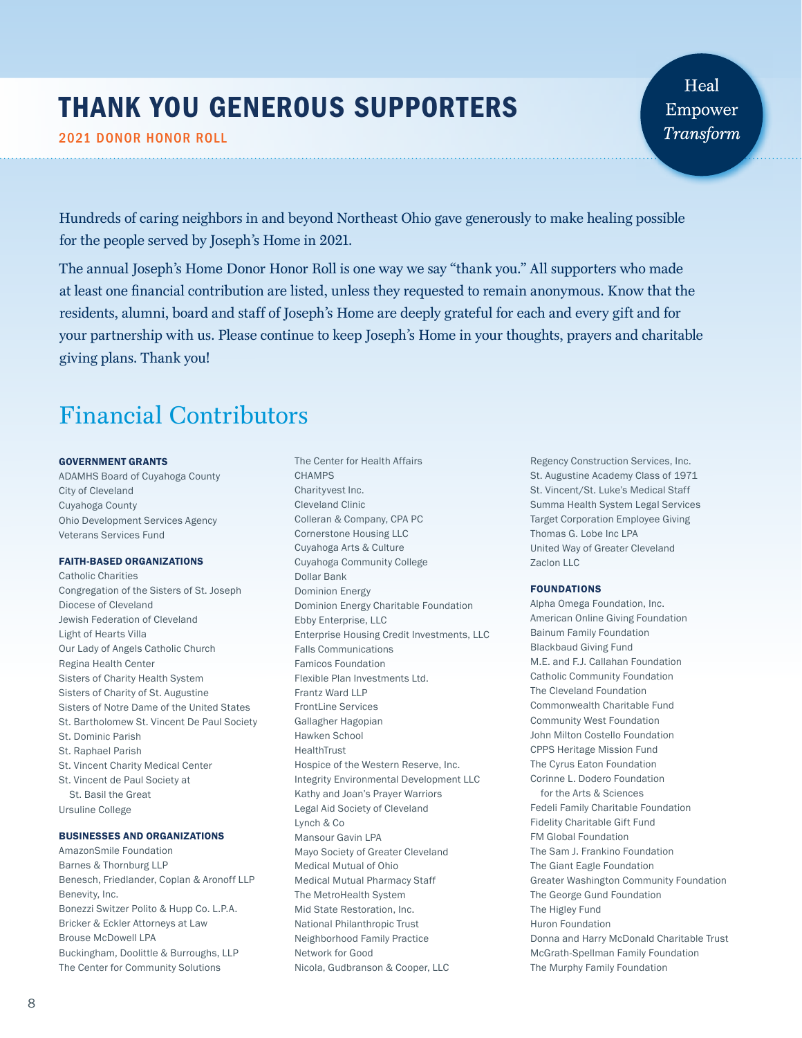# THANK YOU GENEROUS SUPPORTERS

**2021 DONOR HONOR ROLL**

Heal
Empower
*Transform*

Hundreds of caring neighbors in and beyond Northeast Ohio gave generously to make healing possible for the people served by Joseph's Home in 2021.

The annual Joseph's Home Donor Honor Roll is one way we say "thank you." All supporters who made at least one financial contribution are listed, unless they requested to remain anonymous. Know that the residents, alumni, board and staff of Joseph's Home are deeply grateful for each and every gift and for your partnership with us. Please continue to keep Joseph's Home in your thoughts, prayers and charitable giving plans. Thank you!

## Financial Contributors

### GOVERNMENT GRANTS

ADAMHS Board of Cuyahoga County
City of Cleveland
Cuyahoga County
Ohio Development Services Agency
Veterans Services Fund

### FAITH-BASED ORGANIZATIONS

Catholic Charities
Congregation of the Sisters of St. Joseph
Diocese of Cleveland
Jewish Federation of Cleveland
Light of Hearts Villa
Our Lady of Angels Catholic Church
Regina Health Center
Sisters of Charity Health System
Sisters of Charity of St. Augustine
Sisters of Notre Dame of the United States
St. Bartholomew St. Vincent De Paul Society
St. Dominic Parish
St. Raphael Parish
St. Vincent Charity Medical Center
St. Vincent de Paul Society at St. Basil the Great
Ursuline College

### BUSINESSES AND ORGANIZATIONS

AmazonSmile Foundation
Barnes & Thornburg LLP
Benesch, Friedlander, Coplan & Aronoff LLP
Benevity, Inc.
Bonezzi Switzer Polito & Hupp Co. L.P.A.
Bricker & Eckler Attorneys at Law
Brouse McDowell LPA
Buckingham, Doolittle & Burroughs, LLP
The Center for Community Solutions
The Center for Health Affairs
CHAMPS
Charityvest Inc.
Cleveland Clinic
Colleran & Company, CPA PC
Cornerstone Housing LLC
Cuyahoga Arts & Culture
Cuyahoga Community College
Dollar Bank
Dominion Energy
Dominion Energy Charitable Foundation
Ebby Enterprise, LLC
Enterprise Housing Credit Investments, LLC
Falls Communications
Famicos Foundation
Flexible Plan Investments Ltd.
Frantz Ward LLP
FrontLine Services
Gallagher Hagopian
Hawken School
HealthTrust
Hospice of the Western Reserve, Inc.
Integrity Environmental Development LLC
Kathy and Joan's Prayer Warriors
Legal Aid Society of Cleveland
Lynch & Co
Mansour Gavin LPA
Mayo Society of Greater Cleveland
Medical Mutual of Ohio
Medical Mutual Pharmacy Staff
The MetroHealth System
Mid State Restoration, Inc.
National Philanthropic Trust
Neighborhood Family Practice
Network for Good
Nicola, Gudbranson & Cooper, LLC
Regency Construction Services, Inc.
St. Augustine Academy Class of 1971
St. Vincent/St. Luke's Medical Staff
Summa Health System Legal Services
Target Corporation Employee Giving
Thomas G. Lobe Inc LPA
United Way of Greater Cleveland
Zaclon LLC

### FOUNDATIONS

Alpha Omega Foundation, Inc.
American Online Giving Foundation
Bainum Family Foundation
Blackbaud Giving Fund
M.E. and F.J. Callahan Foundation
Catholic Community Foundation
The Cleveland Foundation
Commonwealth Charitable Fund
Community West Foundation
John Milton Costello Foundation
CPPS Heritage Mission Fund
The Cyrus Eaton Foundation
Corinne L. Dodero Foundation for the Arts & Sciences
Fedeli Family Charitable Foundation
Fidelity Charitable Gift Fund
FM Global Foundation
The Sam J. Frankino Foundation
The Giant Eagle Foundation
Greater Washington Community Foundation
The George Gund Foundation
The Higley Fund
Huron Foundation
Donna and Harry McDonald Charitable Trust
McGrath-Spellman Family Foundation
The Murphy Family Foundation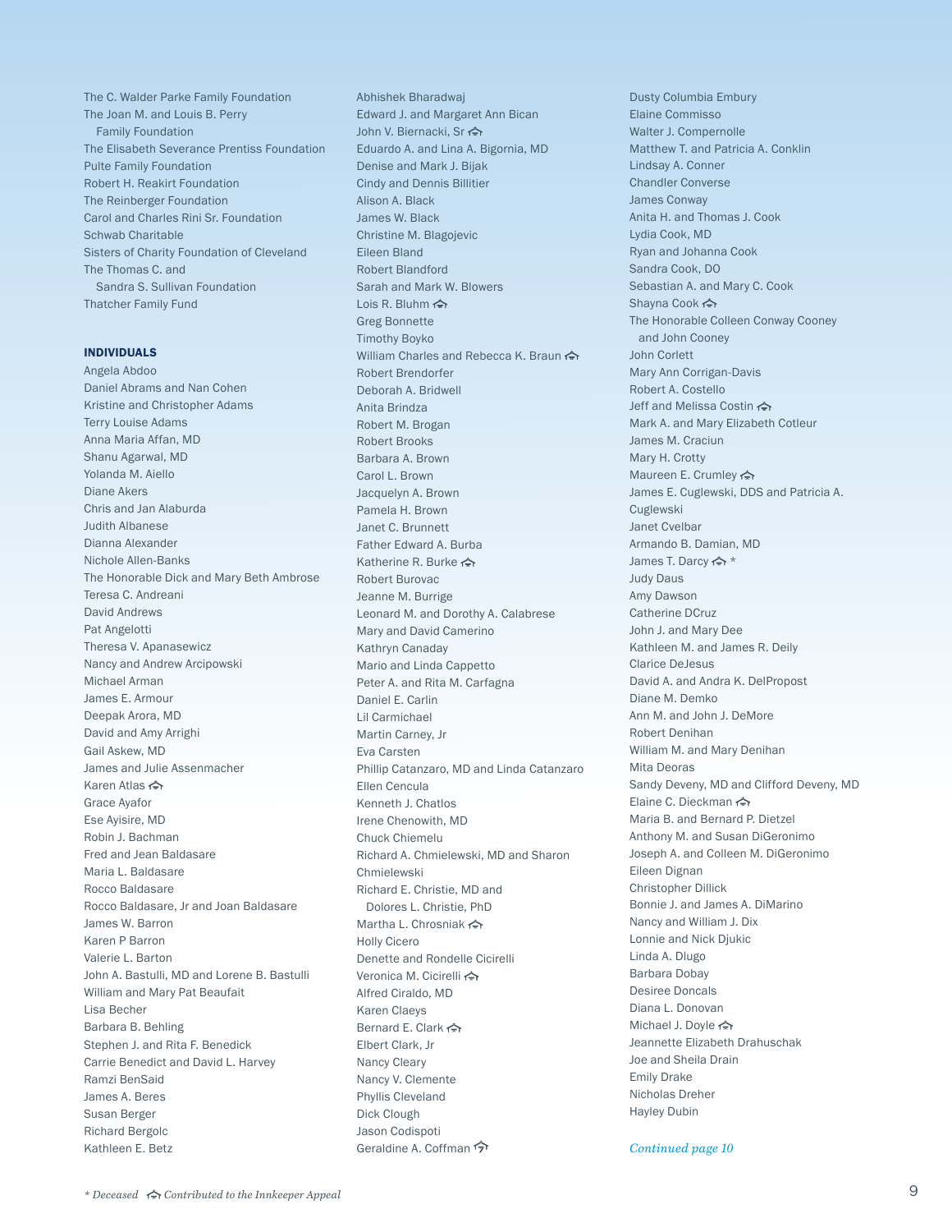The C. Walder Parke Family Foundation
The Joan M. and Louis B. Perry Family Foundation
The Elisabeth Severance Prentiss Foundation
Pulte Family Foundation
Robert H. Reakirt Foundation
The Reinberger Foundation
Carol and Charles Rini Sr. Foundation
Schwab Charitable
Sisters of Charity Foundation of Cleveland
The Thomas C. and Sandra S. Sullivan Foundation
Thatcher Family Fund

**INDIVIDUALS**

Angela Abdoo
Daniel Abrams and Nan Cohen
Kristine and Christopher Adams
Terry Louise Adams
Anna Maria Affan, MD
Shanu Agarwal, MD
Yolanda M. Aiello
Diane Akers
Chris and Jan Alaburda
Judith Albanese
Dianna Alexander
Nichole Allen-Banks
The Honorable Dick and Mary Beth Ambrose
Teresa C. Andreani
David Andrews
Pat Angelotti
Theresa V. Apanasewicz
Nancy and Andrew Arcipowski
Michael Arman
James E. Armour
Deepak Arora, MD
David and Amy Arrighi
Gail Askew, MD
James and Julie Assenmacher
Karen Atlas ⌂
Grace Ayafor
Ese Ayisire, MD
Robin J. Bachman
Fred and Jean Baldasare
Maria L. Baldasare
Rocco Baldasare
Rocco Baldasare, Jr and Joan Baldasare
James W. Barron
Karen P Barron
Valerie L. Barton
John A. Bastulli, MD and Lorene B. Bastulli
William and Mary Pat Beaufait
Lisa Becher
Barbara B. Behling
Stephen J. and Rita F. Benedick
Carrie Benedict and David L. Harvey
Ramzi BenSaid
James A. Beres
Susan Berger
Richard Bergolc
Kathleen E. Betz
Abhishek Bharadwaj
Edward J. and Margaret Ann Bican
John V. Biernacki, Sr ⌂
Eduardo A. and Lina A. Bigornia, MD
Denise and Mark J. Bijak
Cindy and Dennis Billitier
Alison A. Black
James W. Black
Christine M. Blagojevic
Eileen Bland
Robert Blandford
Sarah and Mark W. Blowers
Lois R. Bluhm ⌂
Greg Bonnette
Timothy Boyko
William Charles and Rebecca K. Braun ⌂
Robert Brendorfer
Deborah A. Bridwell
Anita Brindza
Robert M. Brogan
Robert Brooks
Barbara A. Brown
Carol L. Brown
Jacquelyn A. Brown
Pamela H. Brown
Janet C. Brunnett
Father Edward A. Burba
Katherine R. Burke ⌂
Robert Burovac
Jeanne M. Burrige
Leonard M. and Dorothy A. Calabrese
Mary and David Camerino
Kathryn Canaday
Mario and Linda Cappetto
Peter A. and Rita M. Carfagna
Daniel E. Carlin
Lil Carmichael
Martin Carney, Jr
Eva Carsten
Phillip Catanzaro, MD and Linda Catanzaro
Ellen Cencula
Kenneth J. Chatlos
Irene Chenowith, MD
Chuck Chiemelu
Richard A. Chmielewski, MD and Sharon Chmielewski
Richard E. Christie, MD and Dolores L. Christie, PhD
Martha L. Chrosniak ⌂
Holly Cicero
Denette and Rondelle Cicirelli
Veronica M. Cicirelli ⌂
Alfred Ciraldo, MD
Karen Claeys
Bernard E. Clark ⌂
Elbert Clark, Jr
Nancy Cleary
Nancy V. Clemente
Phyllis Cleveland
Dick Clough
Jason Codispoti
Geraldine A. Coffman ⌂
Dusty Columbia Embury
Elaine Commisso
Walter J. Compernolle
Matthew T. and Patricia A. Conklin
Lindsay A. Conner
Chandler Converse
James Conway
Anita H. and Thomas J. Cook
Lydia Cook, MD
Ryan and Johanna Cook
Sandra Cook, DO
Sebastian A. and Mary C. Cook
Shayna Cook ⌂
The Honorable Colleen Conway Cooney and John Cooney
John Corlett
Mary Ann Corrigan-Davis
Robert A. Costello
Jeff and Melissa Costin ⌂
Mark A. and Mary Elizabeth Cotleur
James M. Craciun
Mary H. Crotty
Maureen E. Crumley ⌂
James E. Cuglewski, DDS and Patricia A. Cuglewski
Janet Cvelbar
Armando B. Damian, MD
James T. Darcy ⌂ *
Judy Daus
Amy Dawson
Catherine DCruz
John J. and Mary Dee
Kathleen M. and James R. Deily
Clarice DeJesus
David A. and Andra K. DelPropost
Diane M. Demko
Ann M. and John J. DeMore
Robert Denihan
William M. and Mary Denihan
Mita Deoras
Sandy Deveny, MD and Clifford Deveny, MD
Elaine C. Dieckman ⌂
Maria B. and Bernard P. Dietzel
Anthony M. and Susan DiGeronimo
Joseph A. and Colleen M. DiGeronimo
Eileen Dignan
Christopher Dillick
Bonnie J. and James A. DiMarino
Nancy and William J. Dix
Lonnie and Nick Djukic
Linda A. Dlugo
Barbara Dobay
Desiree Doncals
Diana L. Donovan
Michael J. Doyle ⌂
Jeannette Elizabeth Drahuschak
Joe and Sheila Drain
Emily Drake
Nicholas Dreher
Hayley Dubin

*Continued page 10*

*\* Deceased ⌂ Contributed to the Innkeeper Appeal*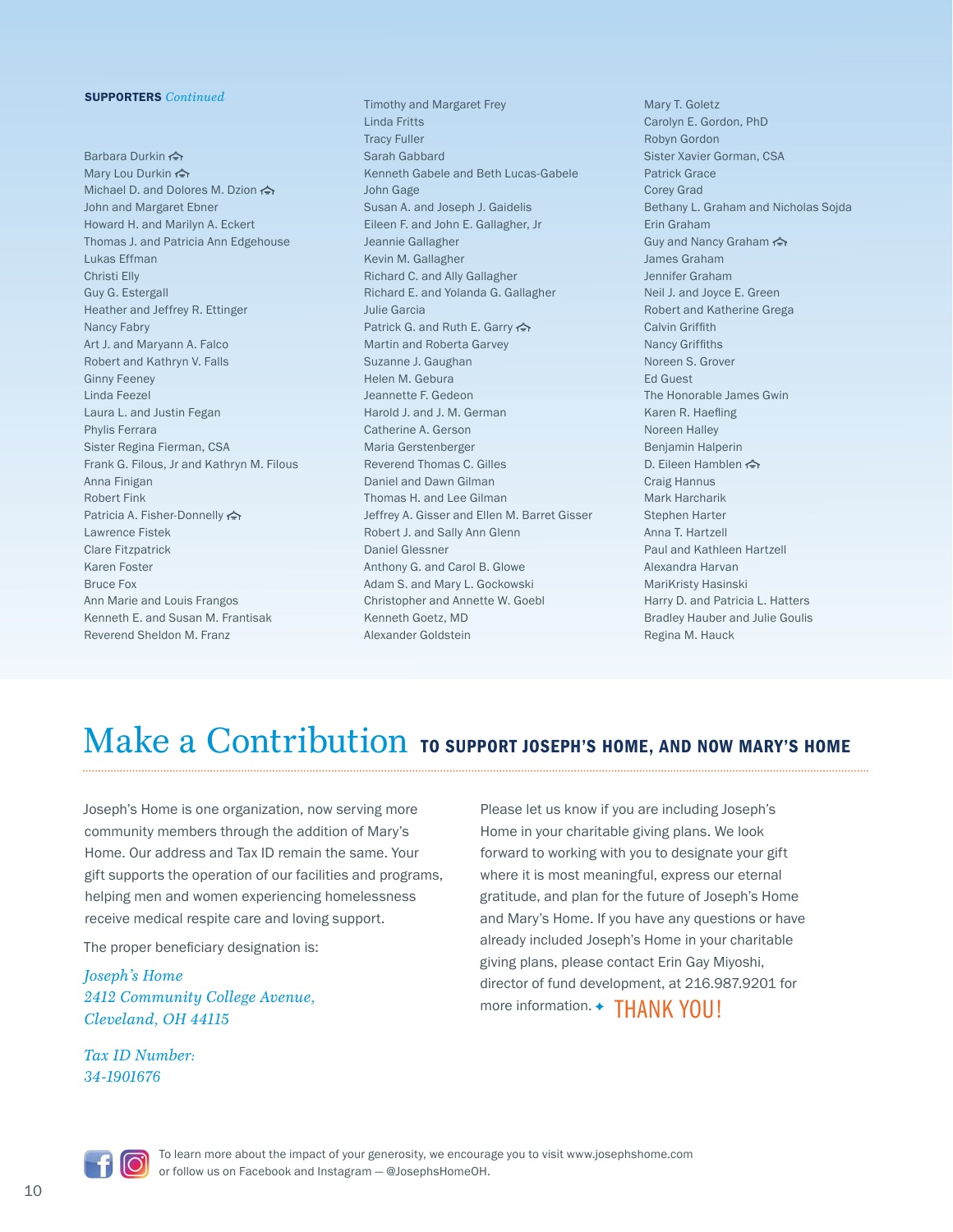**SUPPORTERS** *Continued*

Barbara Durkin 🎓
Mary Lou Durkin 🎓
Michael D. and Dolores M. Dzion 🎓
John and Margaret Ebner
Howard H. and Marilyn A. Eckert
Thomas J. and Patricia Ann Edgehouse
Lukas Effman
Christi Elly
Guy G. Estergall
Heather and Jeffrey R. Ettinger
Nancy Fabry
Art J. and Maryann A. Falco
Robert and Kathryn V. Falls
Ginny Feeney
Linda Feezel
Laura L. and Justin Fegan
Phylis Ferrara
Sister Regina Fierman, CSA
Frank G. Filous, Jr and Kathryn M. Filous
Anna Finigan
Robert Fink
Patricia A. Fisher-Donnelly 🎓
Lawrence Fistek
Clare Fitzpatrick
Karen Foster
Bruce Fox
Ann Marie and Louis Frangos
Kenneth E. and Susan M. Frantisak
Reverend Sheldon M. Franz
Timothy and Margaret Frey
Linda Fritts
Tracy Fuller
Sarah Gabbard
Kenneth Gabele and Beth Lucas-Gabele
John Gage
Susan A. and Joseph J. Gaidelis
Eileen F. and John E. Gallagher, Jr
Jeannie Gallagher
Kevin M. Gallagher
Richard C. and Ally Gallagher
Richard E. and Yolanda G. Gallagher
Julie Garcia
Patrick G. and Ruth E. Garry 🎓
Martin and Roberta Garvey
Suzanne J. Gaughan
Helen M. Gebura
Jeannette F. Gedeon
Harold J. and J. M. German
Catherine A. Gerson
Maria Gerstenberger
Reverend Thomas C. Gilles
Daniel and Dawn Gilman
Thomas H. and Lee Gilman
Jeffrey A. Gisser and Ellen M. Barret Gisser
Robert J. and Sally Ann Glenn
Daniel Glessner
Anthony G. and Carol B. Glowe
Adam S. and Mary L. Gockowski
Christopher and Annette W. Goebl
Kenneth Goetz, MD
Alexander Goldstein
Mary T. Goletz
Carolyn E. Gordon, PhD
Robyn Gordon
Sister Xavier Gorman, CSA
Patrick Grace
Corey Grad
Bethany L. Graham and Nicholas Sojda
Erin Graham
Guy and Nancy Graham 🎓
James Graham
Jennifer Graham
Neil J. and Joyce E. Green
Robert and Katherine Grega
Calvin Griffith
Nancy Griffiths
Noreen S. Grover
Ed Guest
The Honorable James Gwin
Karen R. Haefling
Noreen Halley
Benjamin Halperin
D. Eileen Hamblen 🎓
Craig Hannus
Mark Harcharik
Stephen Harter
Anna T. Hartzell
Paul and Kathleen Hartzell
Alexandra Harvan
MariKristy Hasinski
Harry D. and Patricia L. Hatters
Bradley Hauber and Julie Goulis
Regina M. Hauck

# Make a Contribution TO SUPPORT JOSEPH'S HOME, AND NOW MARY'S HOME

Joseph's Home is one organization, now serving more community members through the addition of Mary's Home. Our address and Tax ID remain the same. Your gift supports the operation of our facilities and programs, helping men and women experiencing homelessness receive medical respite care and loving support.

The proper beneficiary designation is:

*Joseph's Home*
*2412 Community College Avenue,*
*Cleveland, OH 44115*

*Tax ID Number:*
*34-1901676*

Please let us know if you are including Joseph's Home in your charitable giving plans. We look forward to working with you to designate your gift where it is most meaningful, express our eternal gratitude, and plan for the future of Joseph's Home and Mary's Home. If you have any questions or have already included Joseph's Home in your charitable giving plans, please contact Erin Gay Miyoshi, director of fund development, at 216.987.9201 for more information. ✦ THANK YOU!

To learn more about the impact of your generosity, we encourage you to visit www.josephshome.com or follow us on Facebook and Instagram — @JosephsHomeOH.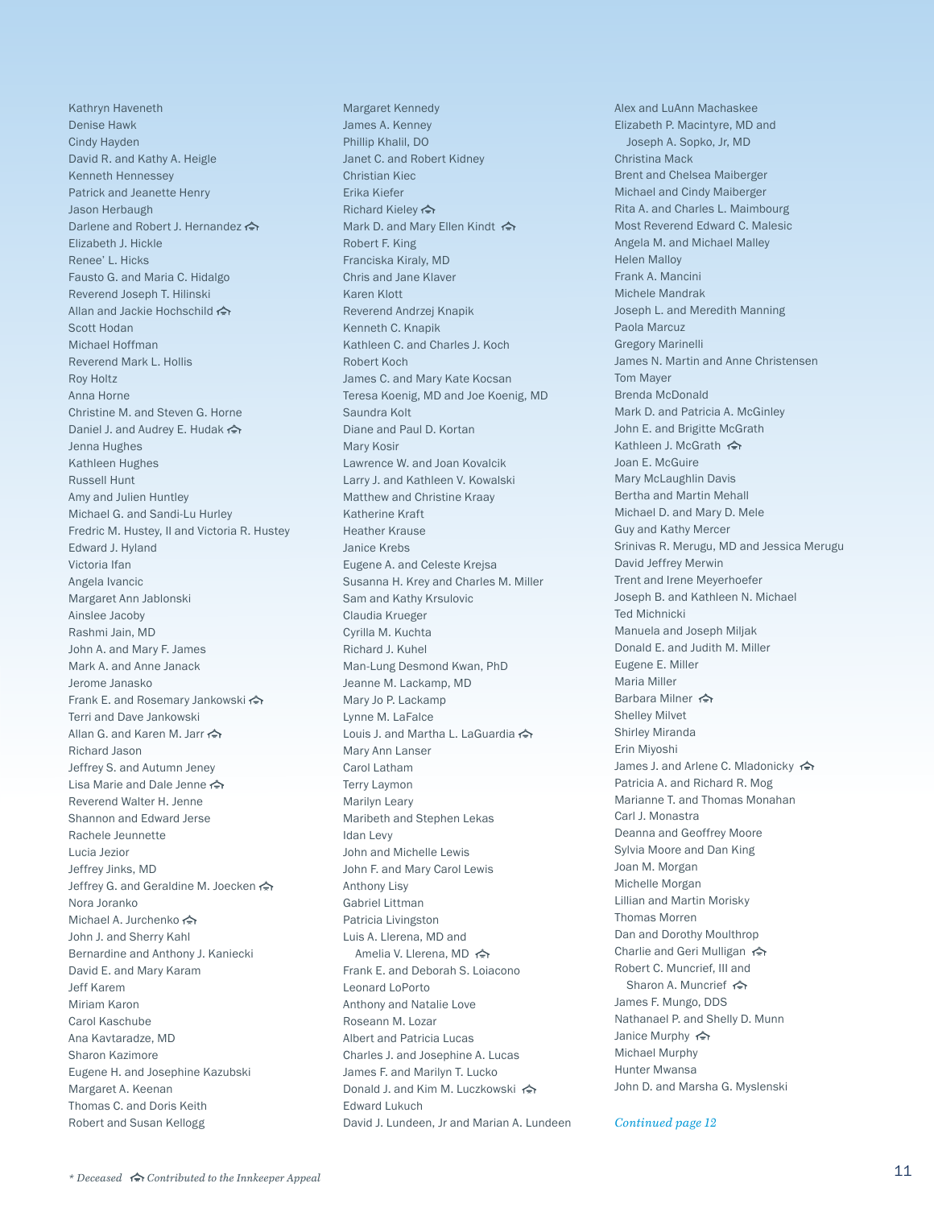Kathryn Haveneth
Denise Hawk
Cindy Hayden
David R. and Kathy A. Heigle
Kenneth Hennessey
Patrick and Jeanette Henry
Jason Herbaugh
Darlene and Robert J. Hernandez 🎓
Elizabeth J. Hickle
Renee' L. Hicks
Fausto G. and Maria C. Hidalgo
Reverend Joseph T. Hilinski
Allan and Jackie Hochschild 🎓
Scott Hodan
Michael Hoffman
Reverend Mark L. Hollis
Roy Holtz
Anna Horne
Christine M. and Steven G. Horne
Daniel J. and Audrey E. Hudak 🎓
Jenna Hughes
Kathleen Hughes
Russell Hunt
Amy and Julien Huntley
Michael G. and Sandi-Lu Hurley
Fredric M. Hustey, II and Victoria R. Hustey
Edward J. Hyland
Victoria Ifan
Angela Ivancic
Margaret Ann Jablonski
Ainslee Jacoby
Rashmi Jain, MD
John A. and Mary F. James
Mark A. and Anne Janack
Jerome Janasko
Frank E. and Rosemary Jankowski 🎓
Terri and Dave Jankowski
Allan G. and Karen M. Jarr 🎓
Richard Jason
Jeffrey S. and Autumn Jeney
Lisa Marie and Dale Jenne 🎓
Reverend Walter H. Jenne
Shannon and Edward Jerse
Rachele Jeunnette
Lucia Jezior
Jeffrey Jinks, MD
Jeffrey G. and Geraldine M. Joecken 🎓
Nora Joranko
Michael A. Jurchenko 🎓
John J. and Sherry Kahl
Bernardine and Anthony J. Kaniecki
David E. and Mary Karam
Jeff Karem
Miriam Karon
Carol Kaschube
Ana Kavtaradze, MD
Sharon Kazimore
Eugene H. and Josephine Kazubski
Margaret A. Keenan
Thomas C. and Doris Keith
Robert and Susan Kellogg

Margaret Kennedy
James A. Kenney
Phillip Khalil, DO
Janet C. and Robert Kidney
Christian Kiec
Erika Kiefer
Richard Kieley 🎓
Mark D. and Mary Ellen Kindt 🎓
Robert F. King
Franciska Kiraly, MD
Chris and Jane Klaver
Karen Klott
Reverend Andrzej Knapik
Kenneth C. Knapik
Kathleen C. and Charles J. Koch
Robert Koch
James C. and Mary Kate Kocsan
Teresa Koenig, MD and Joe Koenig, MD
Saundra Kolt
Diane and Paul D. Kortan
Mary Kosir
Lawrence W. and Joan Kovalcik
Larry J. and Kathleen V. Kowalski
Matthew and Christine Kraay
Katherine Kraft
Heather Krause
Janice Krebs
Eugene A. and Celeste Krejsa
Susanna H. Krey and Charles M. Miller
Sam and Kathy Krsulovic
Claudia Krueger
Cyrilla M. Kuchta
Richard J. Kuhel
Man-Lung Desmond Kwan, PhD
Jeanne M. Lackamp, MD
Mary Jo P. Lackamp
Lynne M. LaFalce
Louis J. and Martha L. LaGuardia 🎓
Mary Ann Lanser
Carol Latham
Terry Laymon
Marilyn Leary
Maribeth and Stephen Lekas
Idan Levy
John and Michelle Lewis
John F. and Mary Carol Lewis
Anthony Lisy
Gabriel Littman
Patricia Livingston
Luis A. Llerena, MD and
Amelia V. Llerena, MD 🎓
Frank E. and Deborah S. Loiacono
Leonard LoPorto
Anthony and Natalie Love
Roseann M. Lozar
Albert and Patricia Lucas
Charles J. and Josephine A. Lucas
James F. and Marilyn T. Lucko
Donald J. and Kim M. Luczkowski 🎓
Edward Lukuch
David J. Lundeen, Jr and Marian A. Lundeen

Alex and LuAnn Machaskee
Elizabeth P. Macintyre, MD and
Joseph A. Sopko, Jr, MD
Christina Mack
Brent and Chelsea Maiberger
Michael and Cindy Maiberger
Rita A. and Charles L. Maimbourg
Most Reverend Edward C. Malesic
Angela M. and Michael Malley
Helen Malloy
Frank A. Mancini
Michele Mandrak
Joseph L. and Meredith Manning
Paola Marcuz
Gregory Marinelli
James N. Martin and Anne Christensen
Tom Mayer
Brenda McDonald
Mark D. and Patricia A. McGinley
John E. and Brigitte McGrath
Kathleen J. McGrath 🎓
Joan E. McGuire
Mary McLaughlin Davis
Bertha and Martin Mehall
Michael D. and Mary D. Mele
Guy and Kathy Mercer
Srinivas R. Merugu, MD and Jessica Merugu
David Jeffrey Merwin
Trent and Irene Meyerhoefer
Joseph B. and Kathleen N. Michael
Ted Michnicki
Manuela and Joseph Miljak
Donald E. and Judith M. Miller
Eugene E. Miller
Maria Miller
Barbara Milner 🎓
Shelley Milvet
Shirley Miranda
Erin Miyoshi
James J. and Arlene C. Mladonicky 🎓
Patricia A. and Richard R. Mog
Marianne T. and Thomas Monahan
Carl J. Monastra
Deanna and Geoffrey Moore
Sylvia Moore and Dan King
Joan M. Morgan
Michelle Morgan
Lillian and Martin Morisky
Thomas Morren
Dan and Dorothy Moulthrop
Charlie and Geri Mulligan 🎓
Robert C. Muncrief, III and
Sharon A. Muncrief 🎓
James F. Mungo, DDS
Nathanael P. and Shelly D. Munn
Janice Murphy 🎓
Michael Murphy
Hunter Mwansa
John D. and Marsha G. Myslenski

*Continued page 12*

*\* Deceased* 🎓 *Contributed to the Innkeeper Appeal*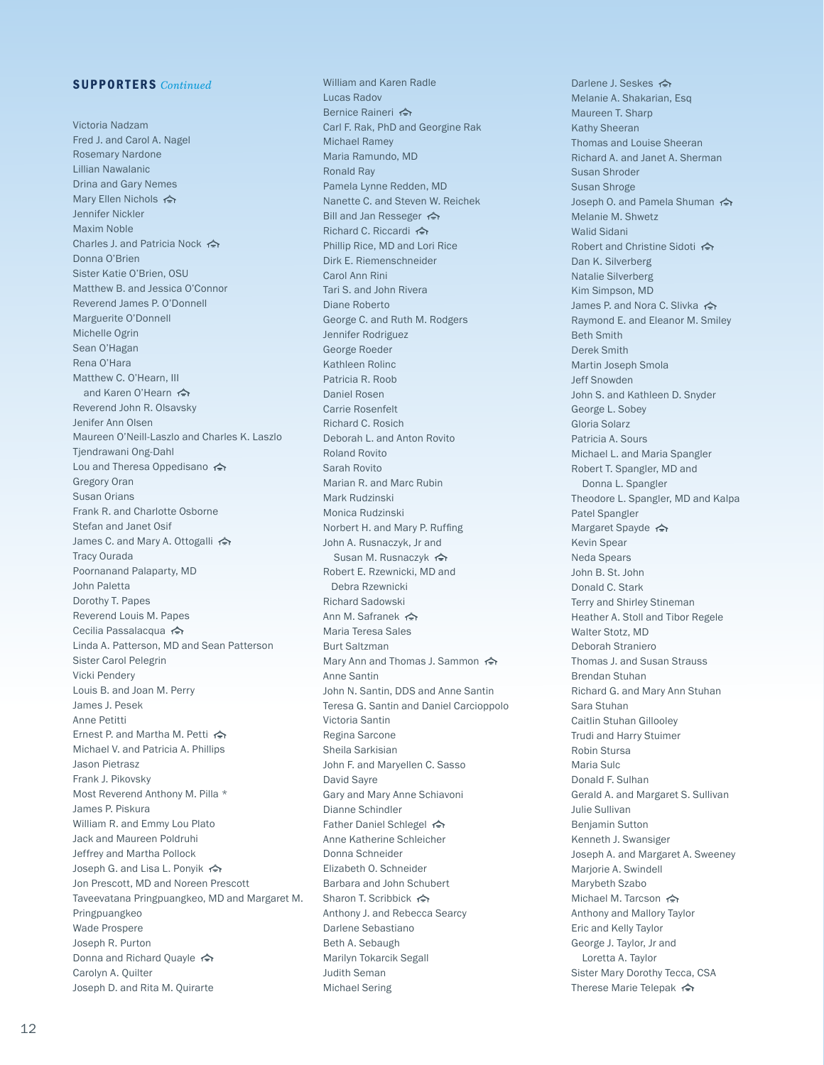**SUPPORTERS** *Continued*

Victoria Nadzam
Fred J. and Carol A. Nagel
Rosemary Nardone
Lillian Nawalanic
Drina and Gary Nemes
Mary Ellen Nichols
Jennifer Nickler
Maxim Noble
Charles J. and Patricia Nock
Donna O'Brien
Sister Katie O'Brien, OSU
Matthew B. and Jessica O'Connor
Reverend James P. O'Donnell
Marguerite O'Donnell
Michelle Ogrin
Sean O'Hagan
Rena O'Hara
Matthew C. O'Hearn, III and Karen O'Hearn
Reverend John R. Olsavsky
Jenifer Ann Olsen
Maureen O'Neill-Laszlo and Charles K. Laszlo
Tjendrawani Ong-Dahl
Lou and Theresa Oppedisano
Gregory Oran
Susan Orians
Frank R. and Charlotte Osborne
Stefan and Janet Osif
James C. and Mary A. Ottogalli
Tracy Ourada
Poornanand Palaparty, MD
John Paletta
Dorothy T. Papes
Reverend Louis M. Papes
Cecilia Passalacqua
Linda A. Patterson, MD and Sean Patterson
Sister Carol Pelegrin
Vicki Pendery
Louis B. and Joan M. Perry
James J. Pesek
Anne Petitti
Ernest P. and Martha M. Petti
Michael V. and Patricia A. Phillips
Jason Pietrasz
Frank J. Pikovsky
Most Reverend Anthony M. Pilla *
James P. Piskura
William R. and Emmy Lou Plato
Jack and Maureen Poldruhi
Jeffrey and Martha Pollock
Joseph G. and Lisa L. Ponyik
Jon Prescott, MD and Noreen Prescott
Taveevatana Pringpuangkeo, MD and Margaret M. Pringpuangkeo
Wade Prospere
Joseph R. Purton
Donna and Richard Quayle
Carolyn A. Quilter
Joseph D. and Rita M. Quirarte
William and Karen Radle
Lucas Radov
Bernice Raineri
Carl F. Rak, PhD and Georgine Rak
Michael Ramey
Maria Ramundo, MD
Ronald Ray
Pamela Lynne Redden, MD
Nanette C. and Steven W. Reichek
Bill and Jan Resseger
Richard C. Riccardi
Phillip Rice, MD and Lori Rice
Dirk E. Riemenschneider
Carol Ann Rini
Tari S. and John Rivera
Diane Roberto
George C. and Ruth M. Rodgers
Jennifer Rodriguez
George Roeder
Kathleen Rolinc
Patricia R. Roob
Daniel Rosen
Carrie Rosenfelt
Richard C. Rosich
Deborah L. and Anton Rovito
Roland Rovito
Sarah Rovito
Marian R. and Marc Rubin
Mark Rudzinski
Monica Rudzinski
Norbert H. and Mary P. Ruffing
John A. Rusnaczyk, Jr and Susan M. Rusnaczyk
Robert E. Rzewnicki, MD and Debra Rzewnicki
Richard Sadowski
Ann M. Safranek
Maria Teresa Sales
Burt Saltzman
Mary Ann and Thomas J. Sammon
Anne Santin
John N. Santin, DDS and Anne Santin
Teresa G. Santin and Daniel Carcioppolo
Victoria Santin
Regina Sarcone
Sheila Sarkisian
John F. and Maryellen C. Sasso
David Sayre
Gary and Mary Anne Schiavoni
Dianne Schindler
Father Daniel Schlegel
Anne Katherine Schleicher
Donna Schneider
Elizabeth O. Schneider
Barbara and John Schubert
Sharon T. Scribbick
Anthony J. and Rebecca Searcy
Darlene Sebastiano
Beth A. Sebaugh
Marilyn Tokarcik Segall
Judith Seman
Michael Sering
Darlene J. Seskes
Melanie A. Shakarian, Esq
Maureen T. Sharp
Kathy Sheeran
Thomas and Louise Sheeran
Richard A. and Janet A. Sherman
Susan Shroder
Susan Shroge
Joseph O. and Pamela Shuman
Melanie M. Shwetz
Walid Sidani
Robert and Christine Sidoti
Dan K. Silverberg
Natalie Silverberg
Kim Simpson, MD
James P. and Nora C. Slivka
Raymond E. and Eleanor M. Smiley
Beth Smith
Derek Smith
Martin Joseph Smola
Jeff Snowden
John S. and Kathleen D. Snyder
George L. Sobey
Gloria Solarz
Patricia A. Sours
Michael L. and Maria Spangler
Robert T. Spangler, MD and Donna L. Spangler
Theodore L. Spangler, MD and Kalpa Patel Spangler
Margaret Spayde
Kevin Spear
Neda Spears
John B. St. John
Donald C. Stark
Terry and Shirley Stineman
Heather A. Stoll and Tibor Regele
Walter Stotz, MD
Deborah Straniero
Thomas J. and Susan Strauss
Brendan Stuhan
Richard G. and Mary Ann Stuhan
Sara Stuhan
Caitlin Stuhan Gillooley
Trudi and Harry Stuimer
Robin Stursa
Maria Sulc
Donald F. Sulhan
Gerald A. and Margaret S. Sullivan
Julie Sullivan
Benjamin Sutton
Kenneth J. Swansiger
Joseph A. and Margaret A. Sweeney
Marjorie A. Swindell
Marybeth Szabo
Michael M. Tarcson
Anthony and Mallory Taylor
Eric and Kelly Taylor
George J. Taylor, Jr and Loretta A. Taylor
Sister Mary Dorothy Tecca, CSA
Therese Marie Telepak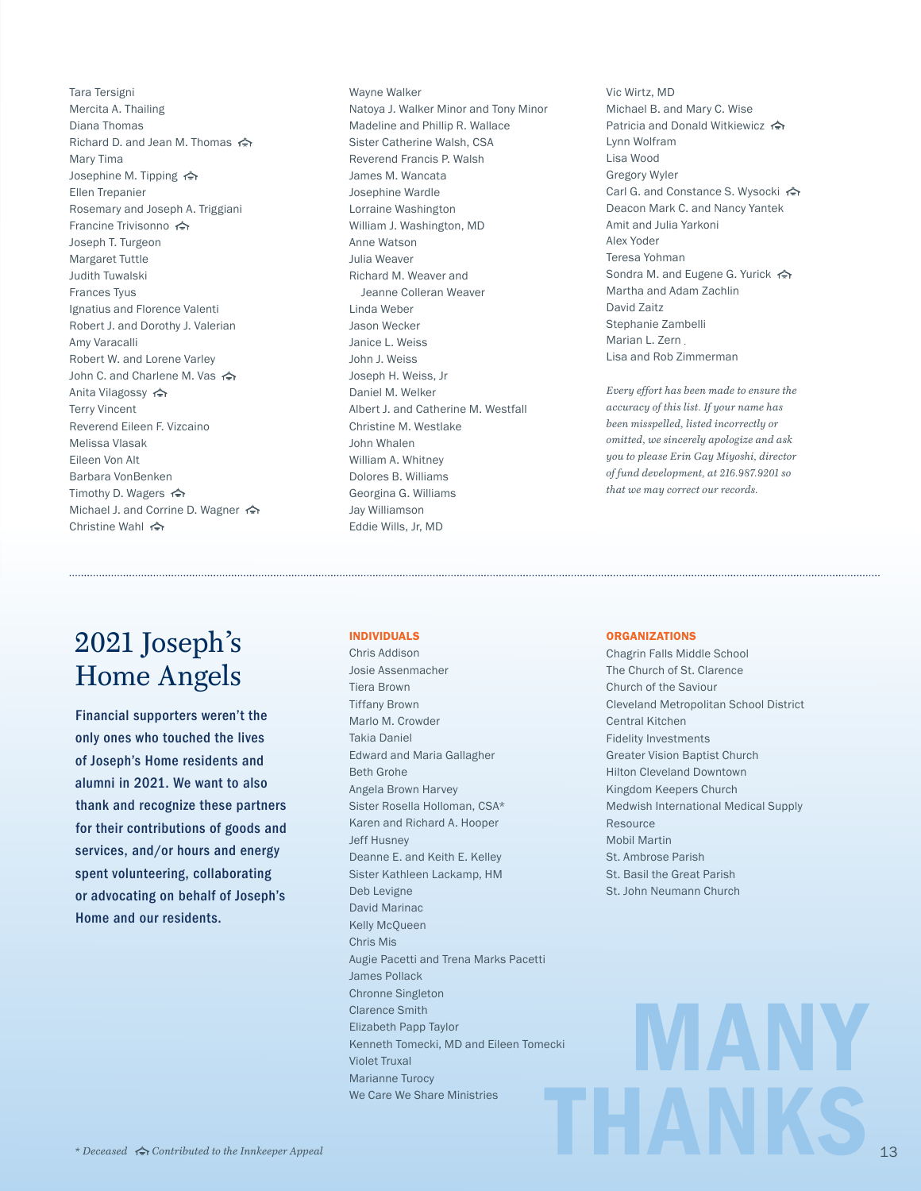Tara Tersigni
Mercita A. Thailing
Diana Thomas
Richard D. and Jean M. Thomas 🎓
Mary Tima
Josephine M. Tipping 🎓
Ellen Trepanier
Rosemary and Joseph A. Triggiani
Francine Trivisonno 🎓
Joseph T. Turgeon
Margaret Tuttle
Judith Tuwalski
Frances Tyus
Ignatius and Florence Valenti
Robert J. and Dorothy J. Valerian
Amy Varacalli
Robert W. and Lorene Varley
John C. and Charlene M. Vas 🎓
Anita Vilagossy 🎓
Terry Vincent
Reverend Eileen F. Vizcaino
Melissa Vlasak
Eileen Von Alt
Barbara VonBenken
Timothy D. Wagers 🎓
Michael J. and Corrine D. Wagner 🎓
Christine Wahl 🎓

Wayne Walker
Natoya J. Walker Minor and Tony Minor
Madeline and Phillip R. Wallace
Sister Catherine Walsh, CSA
Reverend Francis P. Walsh
James M. Wancata
Josephine Wardle
Lorraine Washington
William J. Washington, MD
Anne Watson
Julia Weaver
Richard M. Weaver and Jeanne Colleran Weaver
Linda Weber
Jason Wecker
Janice L. Weiss
John J. Weiss
Joseph H. Weiss, Jr
Daniel M. Welker
Albert J. and Catherine M. Westfall
Christine M. Westlake
John Whalen
William A. Whitney
Dolores B. Williams
Georgina G. Williams
Jay Williamson
Eddie Wills, Jr, MD

Vic Wirtz, MD
Michael B. and Mary C. Wise
Patricia and Donald Witkiewicz 🎓
Lynn Wolfram
Lisa Wood
Gregory Wyler
Carl G. and Constance S. Wysocki 🎓
Deacon Mark C. and Nancy Yantek
Amit and Julia Yarkoni
Alex Yoder
Teresa Yohman
Sondra M. and Eugene G. Yurick 🎓
Martha and Adam Zachlin
David Zaitz
Stephanie Zambelli
Marian L. Zern
Lisa and Rob Zimmerman

*Every effort has been made to ensure the accuracy of this list. If your name has been misspelled, listed incorrectly or omitted, we sincerely apologize and ask you to please Erin Gay Miyoshi, director of fund development, at 216.987.9201 so that we may correct our records.*

## 2021 Joseph's Home Angels

**Financial supporters weren't the only ones who touched the lives of Joseph's Home residents and alumni in 2021. We want to also thank and recognize these partners for their contributions of goods and services, and/or hours and energy spent volunteering, collaborating or advocating on behalf of Joseph's Home and our residents.**

### INDIVIDUALS

Chris Addison
Josie Assenmacher
Tiera Brown
Tiffany Brown
Marlo M. Crowder
Takia Daniel
Edward and Maria Gallagher
Beth Grohe
Angela Brown Harvey
Sister Rosella Holloman, CSA*
Karen and Richard A. Hooper
Jeff Husney
Deanne E. and Keith E. Kelley
Sister Kathleen Lackamp, HM
Deb Levigne
David Marinac
Kelly McQueen
Chris Mis
Augie Pacetti and Trena Marks Pacetti
James Pollack
Chronne Singleton
Clarence Smith
Elizabeth Papp Taylor
Kenneth Tomecki, MD and Eileen Tomecki
Violet Truxal
Marianne Turocy
We Care We Share Ministries

### ORGANIZATIONS

Chagrin Falls Middle School
The Church of St. Clarence
Church of the Saviour
Cleveland Metropolitan School District Central Kitchen
Fidelity Investments
Greater Vision Baptist Church
Hilton Cleveland Downtown
Kingdom Keepers Church
Medwish International Medical Supply Resource
Mobil Martin
St. Ambrose Parish
St. Basil the Great Parish
St. John Neumann Church

MANY THANKS

*\* Deceased 🎓 Contributed to the Innkeeper Appeal*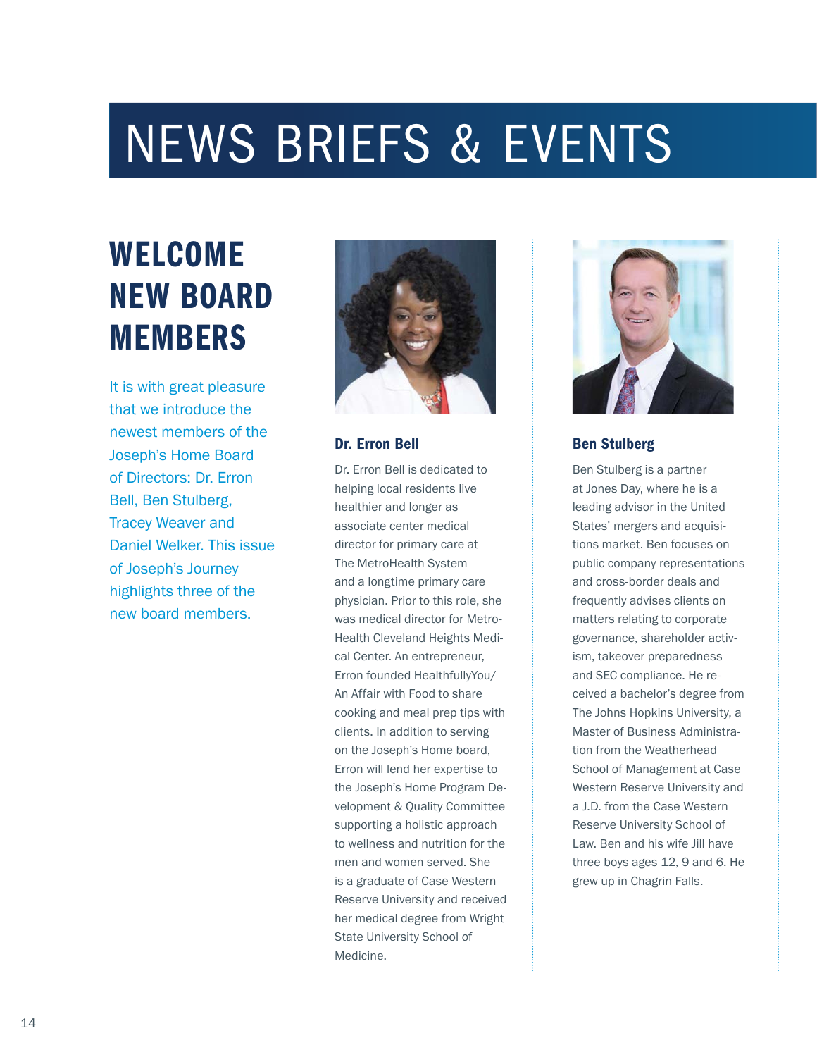# NEWS BRIEFS & EVENTS

## WELCOME NEW BOARD MEMBERS

It is with great pleasure that we introduce the newest members of the Joseph's Home Board of Directors: Dr. Erron Bell, Ben Stulberg, Tracey Weaver and Daniel Welker. This issue of Joseph's Journey highlights three of the new board members.

### Dr. Erron Bell

Dr. Erron Bell is dedicated to helping local residents live healthier and longer as associate center medical director for primary care at The MetroHealth System and a longtime primary care physician. Prior to this role, she was medical director for MetroHealth Cleveland Heights Medical Center. An entrepreneur, Erron founded HealthfullyYou/ An Affair with Food to share cooking and meal prep tips with clients. In addition to serving on the Joseph's Home board, Erron will lend her expertise to the Joseph's Home Program Development & Quality Committee supporting a holistic approach to wellness and nutrition for the men and women served. She is a graduate of Case Western Reserve University and received her medical degree from Wright State University School of Medicine.

### Ben Stulberg

Ben Stulberg is a partner at Jones Day, where he is a leading advisor in the United States' mergers and acquisitions market. Ben focuses on public company representations and cross-border deals and frequently advises clients on matters relating to corporate governance, shareholder activism, takeover preparedness and SEC compliance. He received a bachelor's degree from The Johns Hopkins University, a Master of Business Administration from the Weatherhead School of Management at Case Western Reserve University and a J.D. from the Case Western Reserve University School of Law. Ben and his wife Jill have three boys ages 12, 9 and 6. He grew up in Chagrin Falls.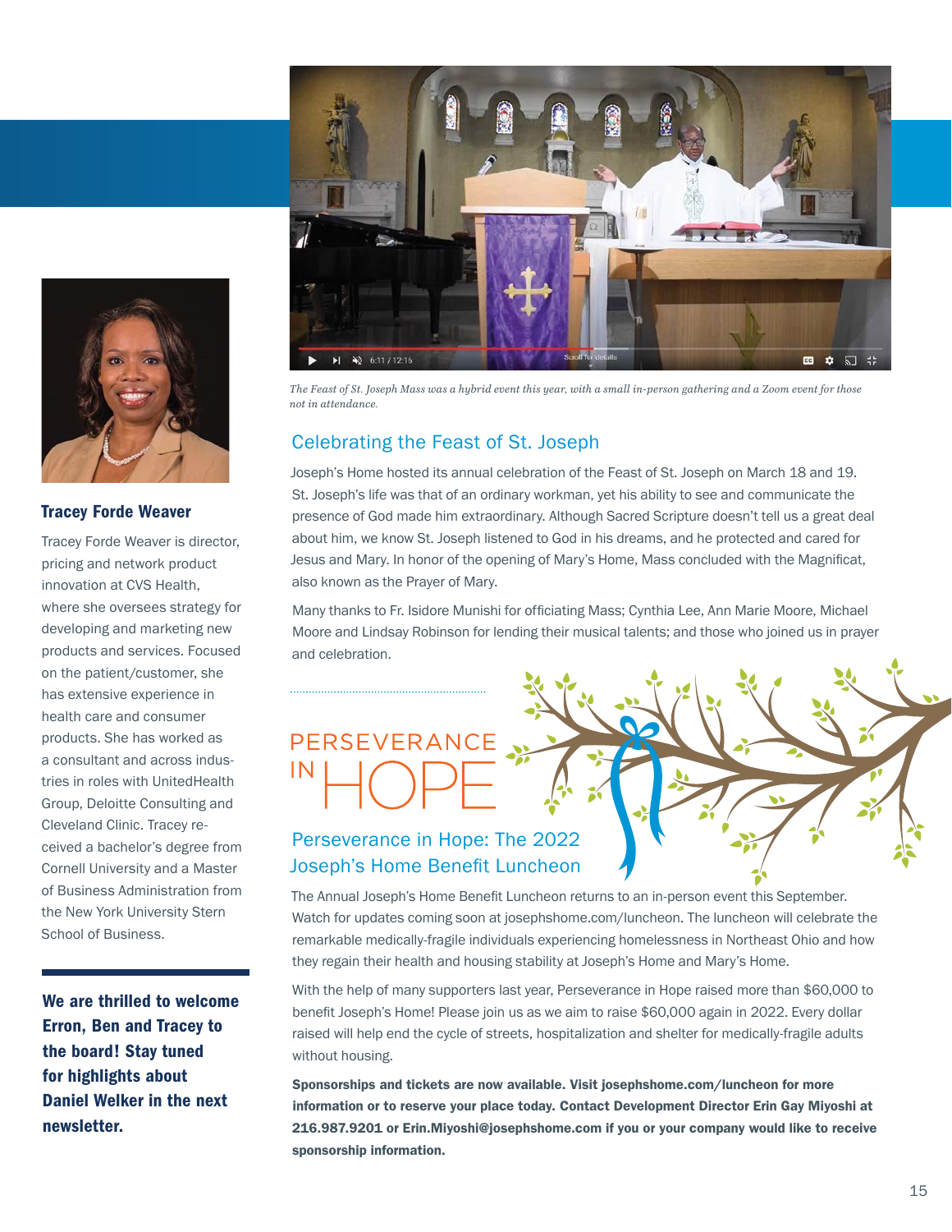*The Feast of St. Joseph Mass was a hybrid event this year, with a small in-person gathering and a Zoom event for those not in attendance.*

## Celebrating the Feast of St. Joseph

Joseph's Home hosted its annual celebration of the Feast of St. Joseph on March 18 and 19. St. Joseph's life was that of an ordinary workman, yet his ability to see and communicate the presence of God made him extraordinary. Although Sacred Scripture doesn't tell us a great deal about him, we know St. Joseph listened to God in his dreams, and he protected and cared for Jesus and Mary. In honor of the opening of Mary's Home, Mass concluded with the Magnificat, also known as the Prayer of Mary.

Many thanks to Fr. Isidore Munishi for officiating Mass; Cynthia Lee, Ann Marie Moore, Michael Moore and Lindsay Robinson for lending their musical talents; and those who joined us in prayer and celebration.

PERSEVERANCE IN HOPE

## Perseverance in Hope: The 2022 Joseph's Home Benefit Luncheon

The Annual Joseph's Home Benefit Luncheon returns to an in-person event this September. Watch for updates coming soon at josephshome.com/luncheon. The luncheon will celebrate the remarkable medically-fragile individuals experiencing homelessness in Northeast Ohio and how they regain their health and housing stability at Joseph's Home and Mary's Home.

With the help of many supporters last year, Perseverance in Hope raised more than $60,000 to benefit Joseph's Home! Please join us as we aim to raise $60,000 again in 2022. Every dollar raised will help end the cycle of streets, hospitalization and shelter for medically-fragile adults without housing.

**Sponsorships and tickets are now available. Visit josephshome.com/luncheon for more information or to reserve your place today. Contact Development Director Erin Gay Miyoshi at 216.987.9201 or Erin.Miyoshi@josephshome.com if you or your company would like to receive sponsorship information.**

### Tracey Forde Weaver

Tracey Forde Weaver is director, pricing and network product innovation at CVS Health, where she oversees strategy for developing and marketing new products and services. Focused on the patient/customer, she has extensive experience in health care and consumer products. She has worked as a consultant and across industries in roles with UnitedHealth Group, Deloitte Consulting and Cleveland Clinic. Tracey received a bachelor's degree from Cornell University and a Master of Business Administration from the New York University Stern School of Business.

**We are thrilled to welcome Erron, Ben and Tracey to the board! Stay tuned for highlights about Daniel Welker in the next newsletter.**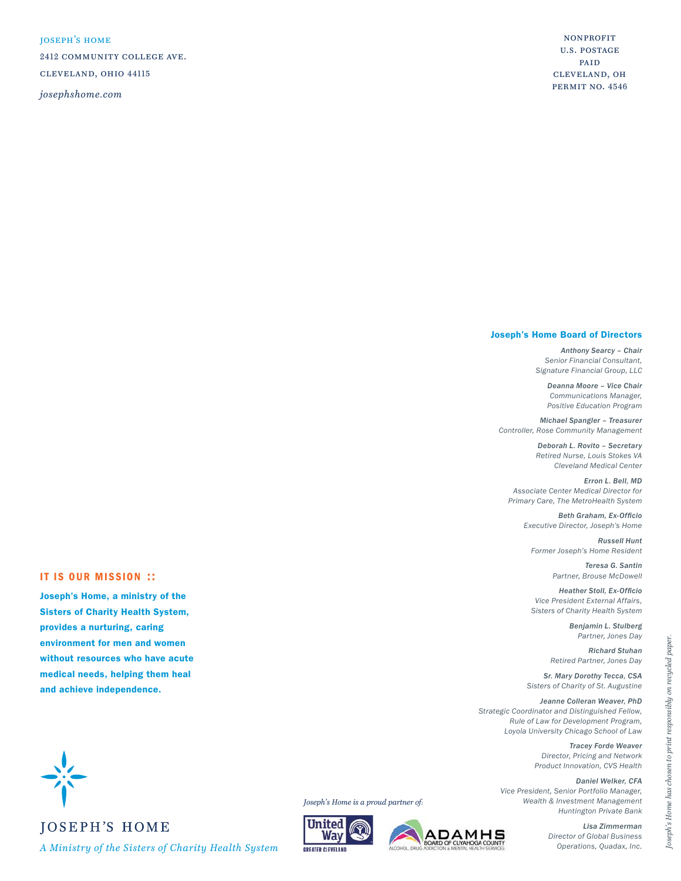JOSEPH'S HOME

2412 COMMUNITY COLLEGE AVE.

CLEVELAND, OHIO 44115

*josephshome.com*

NONPROFIT
U.S. POSTAGE
PAID
CLEVELAND, OH
PERMIT NO. 4546

## Joseph's Home Board of Directors

***Anthony Searcy – Chair***
*Senior Financial Consultant, Signature Financial Group, LLC*

***Deanna Moore – Vice Chair***
*Communications Manager, Positive Education Program*

***Michael Spangler – Treasurer***
*Controller, Rose Community Management*

***Deborah L. Rovito – Secretary***
*Retired Nurse, Louis Stokes VA Cleveland Medical Center*

***Erron L. Bell, MD***
*Associate Center Medical Director for Primary Care, The MetroHealth System*

***Beth Graham, Ex-Officio***
*Executive Director, Joseph's Home*

***Russell Hunt***
*Former Joseph's Home Resident*

***Teresa G. Santin***
*Partner, Brouse McDowell*

***Heather Stoll, Ex-Officio***
*Vice President External Affairs, Sisters of Charity Health System*

***Benjamin L. Stulberg***
*Partner, Jones Day*

***Richard Stuhan***
*Retired Partner, Jones Day*

***Sr. Mary Dorothy Tecca, CSA***
*Sisters of Charity of St. Augustine*

***Jeanne Colleran Weaver, PhD***
*Strategic Coordinator and Distinguished Fellow, Rule of Law for Development Program, Loyola University Chicago School of Law*

***Tracey Forde Weaver***
*Director, Pricing and Network Product Innovation, CVS Health*

***Daniel Welker, CFA***
*Vice President, Senior Portfolio Manager, Wealth & Investment Management Huntington Private Bank*

***Lisa Zimmerman***
*Director of Global Business Operations, Quadax, Inc.*

## IT IS OUR MISSION ::

**Joseph's Home, a ministry of the Sisters of Charity Health System, provides a nurturing, caring environment for men and women without resources who have acute medical needs, helping them heal and achieve independence.**

JOSEPH'S HOME

*A Ministry of the Sisters of Charity Health System*

*Joseph's Home is a proud partner of:*

United Way GREATER CLEVELAND

ADAMHS BOARD OF CUYAHOGA COUNTY
ALCOHOL, DRUG ADDICTION & MENTAL HEALTH SERVICES

*Joseph's Home has chosen to print responsibly on recycled paper.*